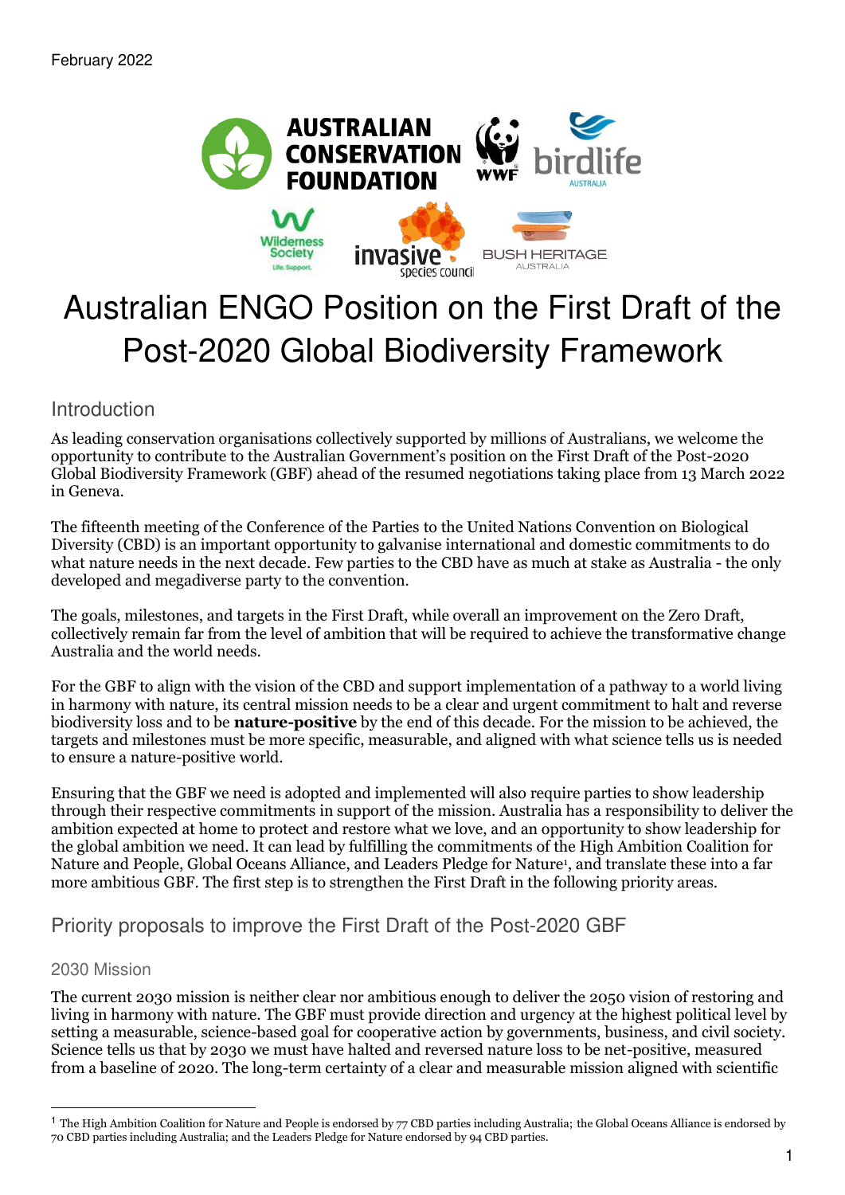February 2022

# Australian ENGO Position on the First Draft of the Post-2020 Global Biodiversity Framework

## Introduction

As leading conservation organisations collectively supported by millions of Australians, we welcome the opportunity to contribute to the Australian Government's position on the First Draft of the Post-2020 Global Biodiversity Framework (GBF) ahead of the resumed negotiations taking place from 13 March 2022 in Geneva.

The fifteenth meeting of the Conference of the Parties to the United Nations Convention on Biological Diversity (CBD) is an important opportunity to galvanise international and domestic commitments to do what nature needs in the next decade. Few parties to the CBD have as much at stake as Australia - the only developed and megadiverse party to the convention.

The goals, milestones, and targets in the First Draft, while overall an improvement on the Zero Draft, collectively remain far from the level of ambition that will be required to achieve the transformative change Australia and the world needs.

For the GBF to align with the vision of the CBD and support implementation of a pathway to a world living in harmony with nature, its central mission needs to be a clear and urgent commitment to halt and reverse biodiversity loss and to be **nature-positive** by the end of this decade. For the mission to be achieved, the targets and milestones must be more specific, measurable, and aligned with what science tells us is needed to ensure a nature-positive world.

Ensuring that the GBF we need is adopted and implemented will also require parties to show leadership through their respective commitments in support of the mission. Australia has a responsibility to deliver the ambition expected at home to protect and restore what we love, and an opportunity to show leadership for the global ambition we need. It can lead by fulfilling the commitments of the High Ambition Coalition for Nature and People, Global Oceans Alliance, and Leaders Pledge for Nature[1], and translate these into a far more ambitious GBF. The first step is to strengthen the First Draft in the following priority areas.

## Priority proposals to improve the First Draft of the Post-2020 GBF

### 2030 Mission

The current 2030 mission is neither clear nor ambitious enough to deliver the 2050 vision of restoring and living in harmony with nature. The GBF must provide direction and urgency at the highest political level by setting a measurable, science-based goal for cooperative action by governments, business, and civil society. Science tells us that by 2030 we must have halted and reversed nature loss to be net-positive, measured from a baseline of 2020. The long-term certainty of a clear and measurable mission aligned with scientific

[1] The High Ambition Coalition for Nature and People is endorsed by 77 CBD parties including Australia; the Global Oceans Alliance is endorsed by 70 CBD parties including Australia; and the Leaders Pledge for Nature endorsed by 94 CBD parties.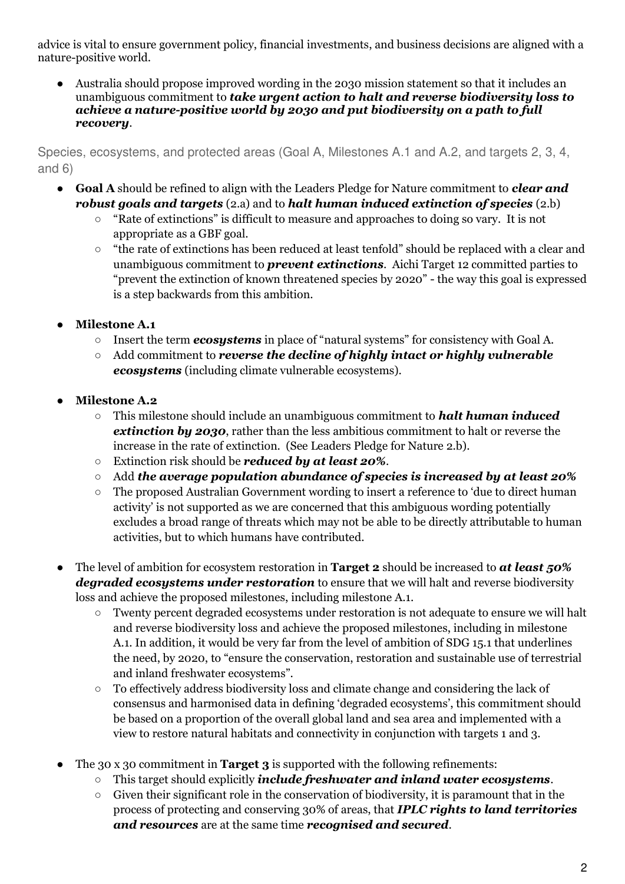advice is vital to ensure government policy, financial investments, and business decisions are aligned with a nature-positive world.

- Australia should propose improved wording in the 2030 mission statement so that it includes an unambiguous commitment to ***take urgent action to halt and reverse biodiversity loss to achieve a nature-positive world by 2030 and put biodiversity on a path to full recovery***.

## Species, ecosystems, and protected areas (Goal A, Milestones A.1 and A.2, and targets 2, 3, 4, and 6)

- **Goal A** should be refined to align with the Leaders Pledge for Nature commitment to ***clear and robust goals and targets*** (2.a) and to ***halt human induced extinction of species*** (2.b)
  - "Rate of extinctions" is difficult to measure and approaches to doing so vary. It is not appropriate as a GBF goal.
  - "the rate of extinctions has been reduced at least tenfold" should be replaced with a clear and unambiguous commitment to ***prevent extinctions***. Aichi Target 12 committed parties to "prevent the extinction of known threatened species by 2020" - the way this goal is expressed is a step backwards from this ambition.

- **Milestone A.1**
  - Insert the term ***ecosystems*** in place of "natural systems" for consistency with Goal A.
  - Add commitment to ***reverse the decline of highly intact or highly vulnerable ecosystems*** (including climate vulnerable ecosystems).

- **Milestone A.2**
  - This milestone should include an unambiguous commitment to ***halt human induced extinction by 2030***, rather than the less ambitious commitment to halt or reverse the increase in the rate of extinction. (See Leaders Pledge for Nature 2.b).
  - Extinction risk should be ***reduced by at least 20%***.
  - Add ***the average population abundance of species is increased by at least 20%***
  - The proposed Australian Government wording to insert a reference to 'due to direct human activity' is not supported as we are concerned that this ambiguous wording potentially excludes a broad range of threats which may not be able to be directly attributable to human activities, but to which humans have contributed.

- The level of ambition for ecosystem restoration in **Target 2** should be increased to ***at least 50% degraded ecosystems under restoration*** to ensure that we will halt and reverse biodiversity loss and achieve the proposed milestones, including milestone A.1.
  - Twenty percent degraded ecosystems under restoration is not adequate to ensure we will halt and reverse biodiversity loss and achieve the proposed milestones, including in milestone A.1. In addition, it would be very far from the level of ambition of SDG 15.1 that underlines the need, by 2020, to "ensure the conservation, restoration and sustainable use of terrestrial and inland freshwater ecosystems".
  - To effectively address biodiversity loss and climate change and considering the lack of consensus and harmonised data in defining 'degraded ecosystems', this commitment should be based on a proportion of the overall global land and sea area and implemented with a view to restore natural habitats and connectivity in conjunction with targets 1 and 3.

- The 30 x 30 commitment in **Target 3** is supported with the following refinements:
  - This target should explicitly ***include freshwater and inland water ecosystems***.
  - Given their significant role in the conservation of biodiversity, it is paramount that in the process of protecting and conserving 30% of areas, that ***IPLC rights to land territories and resources*** are at the same time ***recognised and secured***.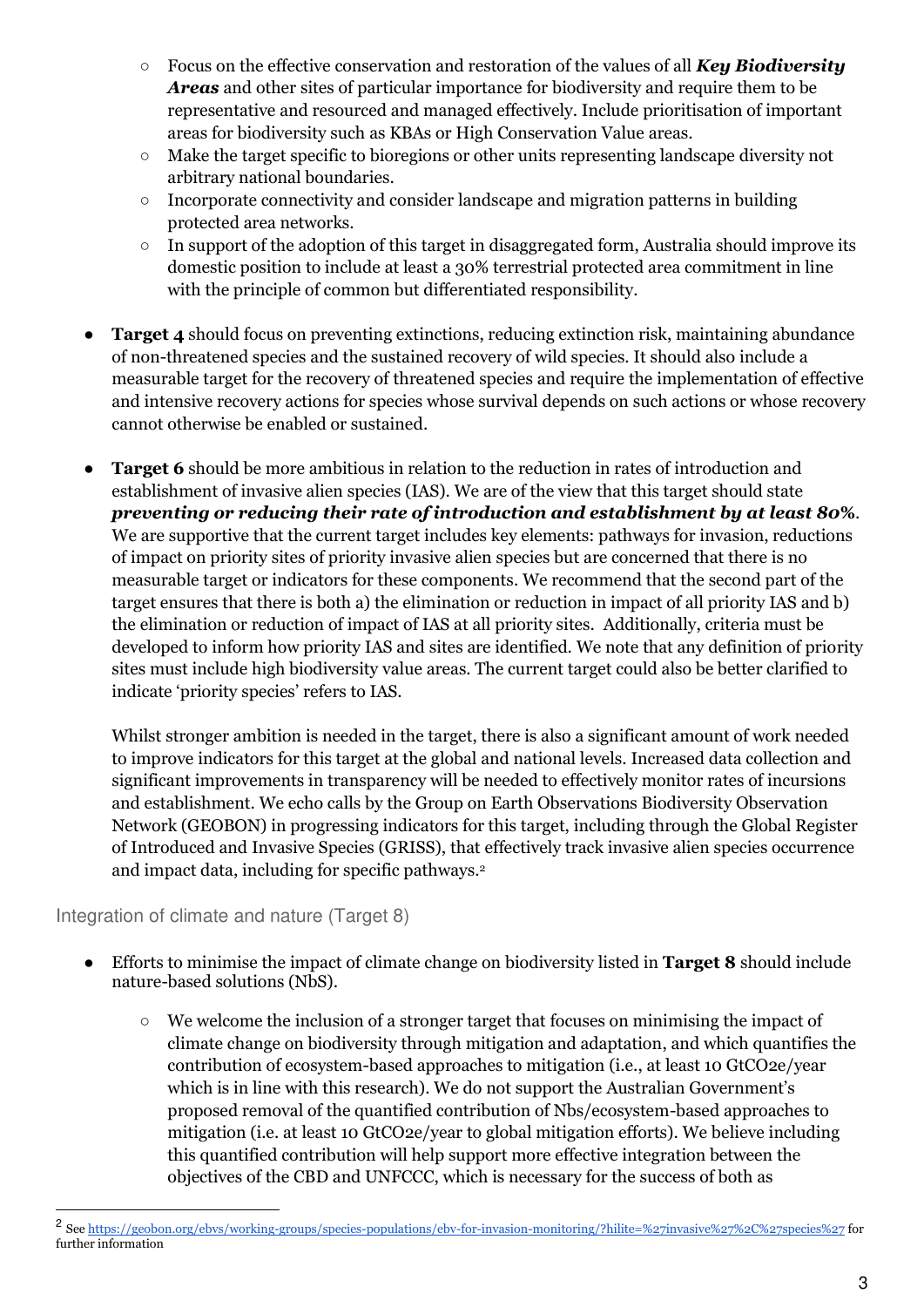- Focus on the effective conservation and restoration of the values of all ***Key Biodiversity Areas*** and other sites of particular importance for biodiversity and require them to be representative and resourced and managed effectively. Include prioritisation of important areas for biodiversity such as KBAs or High Conservation Value areas.
   - Make the target specific to bioregions or other units representing landscape diversity not arbitrary national boundaries.
   - Incorporate connectivity and consider landscape and migration patterns in building protected area networks.
   - In support of the adoption of this target in disaggregated form, Australia should improve its domestic position to include at least a 30% terrestrial protected area commitment in line with the principle of common but differentiated responsibility.

- **Target 4** should focus on preventing extinctions, reducing extinction risk, maintaining abundance of non-threatened species and the sustained recovery of wild species. It should also include a measurable target for the recovery of threatened species and require the implementation of effective and intensive recovery actions for species whose survival depends on such actions or whose recovery cannot otherwise be enabled or sustained.

- **Target 6** should be more ambitious in relation to the reduction in rates of introduction and establishment of invasive alien species (IAS). We are of the view that this target should state ***preventing or reducing their rate of introduction and establishment by at least 80%***. We are supportive that the current target includes key elements: pathways for invasion, reductions of impact on priority sites of priority invasive alien species but are concerned that there is no measurable target or indicators for these components. We recommend that the second part of the target ensures that there is both a) the elimination or reduction in impact of all priority IAS and b) the elimination or reduction of impact of IAS at all priority sites. Additionally, criteria must be developed to inform how priority IAS and sites are identified. We note that any definition of priority sites must include high biodiversity value areas. The current target could also be better clarified to indicate 'priority species' refers to IAS.

  Whilst stronger ambition is needed in the target, there is also a significant amount of work needed to improve indicators for this target at the global and national levels. Increased data collection and significant improvements in transparency will be needed to effectively monitor rates of incursions and establishment. We echo calls by the Group on Earth Observations Biodiversity Observation Network (GEOBON) in progressing indicators for this target, including through the Global Register of Introduced and Invasive Species (GRISS), that effectively track invasive alien species occurrence and impact data, including for specific pathways.[2]

### Integration of climate and nature (Target 8)

- Efforts to minimise the impact of climate change on biodiversity listed in **Target 8** should include nature-based solutions (NbS).
   - We welcome the inclusion of a stronger target that focuses on minimising the impact of climate change on biodiversity through mitigation and adaptation, and which quantifies the contribution of ecosystem-based approaches to mitigation (i.e., at least 10 $GtCO_2e$/year which is in line with this research). We do not support the Australian Government's proposed removal of the quantified contribution of Nbs/ecosystem-based approaches to mitigation (i.e. at least 10 $GtCO_2e$/year to global mitigation efforts). We believe including this quantified contribution will help support more effective integration between the objectives of the CBD and UNFCCC, which is necessary for the success of both as

[2] See https://geobon.org/ebvs/working-groups/species-populations/ebv-for-invasion-monitoring/?hilite=%27invasive%27%2C%27species%27 for further information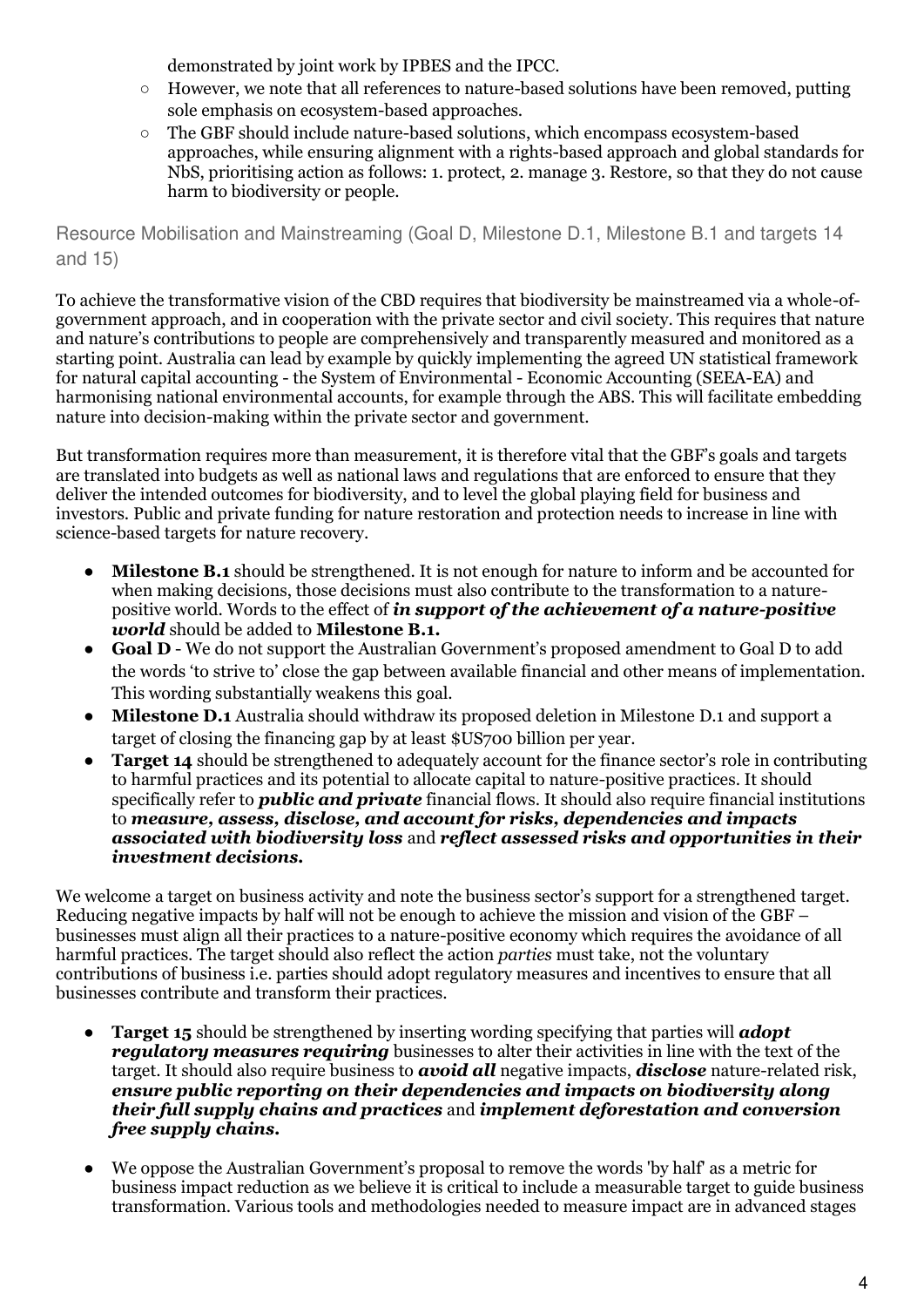demonstrated by joint work by IPBES and the IPCC.

  - However, we note that all references to nature-based solutions have been removed, putting sole emphasis on ecosystem-based approaches.
  - The GBF should include nature-based solutions, which encompass ecosystem-based approaches, while ensuring alignment with a rights-based approach and global standards for NbS, prioritising action as follows: 1. protect, 2. manage 3. Restore, so that they do not cause harm to biodiversity or people.

### Resource Mobilisation and Mainstreaming (Goal D, Milestone D.1, Milestone B.1 and targets 14 and 15)

To achieve the transformative vision of the CBD requires that biodiversity be mainstreamed via a whole-of-government approach, and in cooperation with the private sector and civil society. This requires that nature and nature's contributions to people are comprehensively and transparently measured and monitored as a starting point. Australia can lead by example by quickly implementing the agreed UN statistical framework for natural capital accounting - the System of Environmental - Economic Accounting (SEEA-EA) and harmonising national environmental accounts, for example through the ABS. This will facilitate embedding nature into decision-making within the private sector and government.

But transformation requires more than measurement, it is therefore vital that the GBF's goals and targets are translated into budgets as well as national laws and regulations that are enforced to ensure that they deliver the intended outcomes for biodiversity, and to level the global playing field for business and investors. Public and private funding for nature restoration and protection needs to increase in line with science-based targets for nature recovery.

- **Milestone B.1** should be strengthened. It is not enough for nature to inform and be accounted for when making decisions, those decisions must also contribute to the transformation to a nature-positive world. Words to the effect of ***in support of the achievement of a nature-positive world*** should be added to **Milestone B.1.**
- **Goal D** - We do not support the Australian Government's proposed amendment to Goal D to add the words 'to strive to' close the gap between available financial and other means of implementation. This wording substantially weakens this goal.
- **Milestone D.1** Australia should withdraw its proposed deletion in Milestone D.1 and support a target of closing the financing gap by at least $US700 billion per year.
- **Target 14** should be strengthened to adequately account for the finance sector's role in contributing to harmful practices and its potential to allocate capital to nature-positive practices. It should specifically refer to ***public and private*** financial flows. It should also require financial institutions to ***measure, assess, disclose, and account for risks, dependencies and impacts associated with biodiversity loss*** and ***reflect assessed risks and opportunities in their investment decisions.***

We welcome a target on business activity and note the business sector's support for a strengthened target. Reducing negative impacts by half will not be enough to achieve the mission and vision of the GBF – businesses must align all their practices to a nature-positive economy which requires the avoidance of all harmful practices. The target should also reflect the action *parties* must take, not the voluntary contributions of business i.e. parties should adopt regulatory measures and incentives to ensure that all businesses contribute and transform their practices.

- **Target 15** should be strengthened by inserting wording specifying that parties will ***adopt regulatory measures requiring*** businesses to alter their activities in line with the text of the target. It should also require business to ***avoid all*** negative impacts, ***disclose*** nature-related risk, ***ensure public reporting on their dependencies and impacts on biodiversity along their full supply chains and practices*** and ***implement deforestation and conversion free supply chains.***
- We oppose the Australian Government's proposal to remove the words 'by half' as a metric for business impact reduction as we believe it is critical to include a measurable target to guide business transformation. Various tools and methodologies needed to measure impact are in advanced stages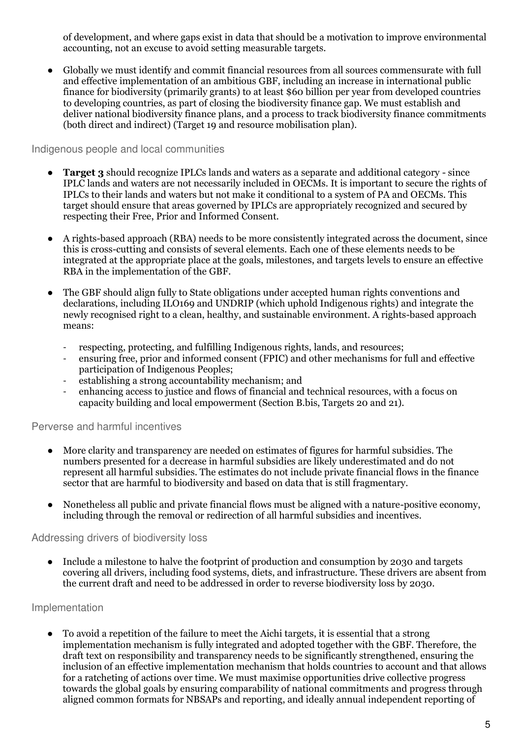of development, and where gaps exist in data that should be a motivation to improve environmental accounting, not an excuse to avoid setting measurable targets.

- Globally we must identify and commit financial resources from all sources commensurate with full and effective implementation of an ambitious GBF, including an increase in international public finance for biodiversity (primarily grants) to at least $60 billion per year from developed countries to developing countries, as part of closing the biodiversity finance gap. We must establish and deliver national biodiversity finance plans, and a process to track biodiversity finance commitments (both direct and indirect) (Target 19 and resource mobilisation plan).

## Indigenous people and local communities

- **Target 3** should recognize IPLCs lands and waters as a separate and additional category - since IPLC lands and waters are not necessarily included in OECMs. It is important to secure the rights of IPLCs to their lands and waters but not make it conditional to a system of PA and OECMs. This target should ensure that areas governed by IPLCs are appropriately recognized and secured by respecting their Free, Prior and Informed Consent.

- A rights-based approach (RBA) needs to be more consistently integrated across the document, since this is cross-cutting and consists of several elements. Each one of these elements needs to be integrated at the appropriate place at the goals, milestones, and targets levels to ensure an effective RBA in the implementation of the GBF.

- The GBF should align fully to State obligations under accepted human rights conventions and declarations, including ILO169 and UNDRIP (which uphold Indigenous rights) and integrate the newly recognised right to a clean, healthy, and sustainable environment. A rights-based approach means:
  - respecting, protecting, and fulfilling Indigenous rights, lands, and resources;
  - ensuring free, prior and informed consent (FPIC) and other mechanisms for full and effective participation of Indigenous Peoples;
  - establishing a strong accountability mechanism; and
  - enhancing access to justice and flows of financial and technical resources, with a focus on capacity building and local empowerment (Section B.bis, Targets 20 and 21).

## Perverse and harmful incentives

- More clarity and transparency are needed on estimates of figures for harmful subsidies. The numbers presented for a decrease in harmful subsidies are likely underestimated and do not represent all harmful subsidies. The estimates do not include private financial flows in the finance sector that are harmful to biodiversity and based on data that is still fragmentary.

- Nonetheless all public and private financial flows must be aligned with a nature-positive economy, including through the removal or redirection of all harmful subsidies and incentives.

## Addressing drivers of biodiversity loss

- Include a milestone to halve the footprint of production and consumption by 2030 and targets covering all drivers, including food systems, diets, and infrastructure. These drivers are absent from the current draft and need to be addressed in order to reverse biodiversity loss by 2030.

## Implementation

- To avoid a repetition of the failure to meet the Aichi targets, it is essential that a strong implementation mechanism is fully integrated and adopted together with the GBF. Therefore, the draft text on responsibility and transparency needs to be significantly strengthened, ensuring the inclusion of an effective implementation mechanism that holds countries to account and that allows for a ratcheting of actions over time. We must maximise opportunities drive collective progress towards the global goals by ensuring comparability of national commitments and progress through aligned common formats for NBSAPs and reporting, and ideally annual independent reporting of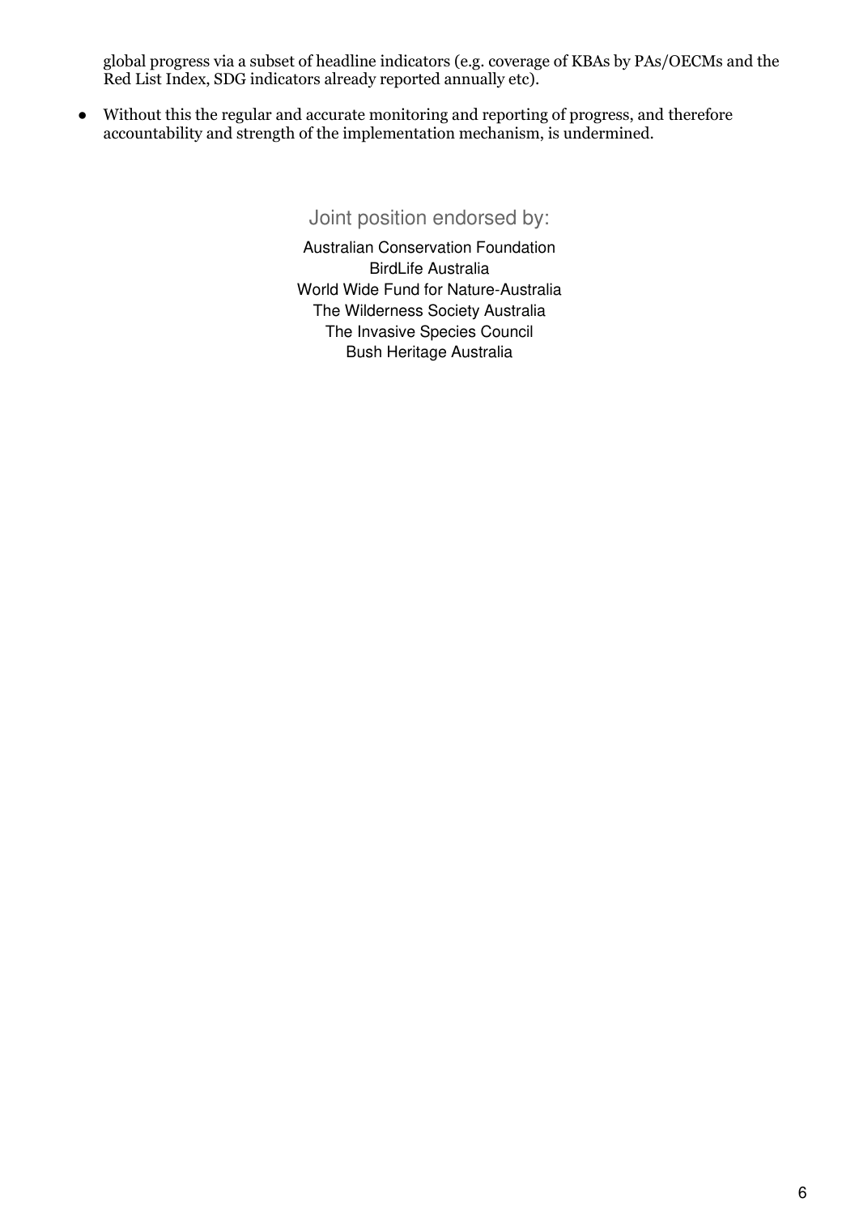global progress via a subset of headline indicators (e.g. coverage of KBAs by PAs/OECMs and the Red List Index, SDG indicators already reported annually etc).

- Without this the regular and accurate monitoring and reporting of progress, and therefore accountability and strength of the implementation mechanism, is undermined.

## Joint position endorsed by:

Australian Conservation Foundation
BirdLife Australia
World Wide Fund for Nature-Australia
The Wilderness Society Australia
The Invasive Species Council
Bush Heritage Australia